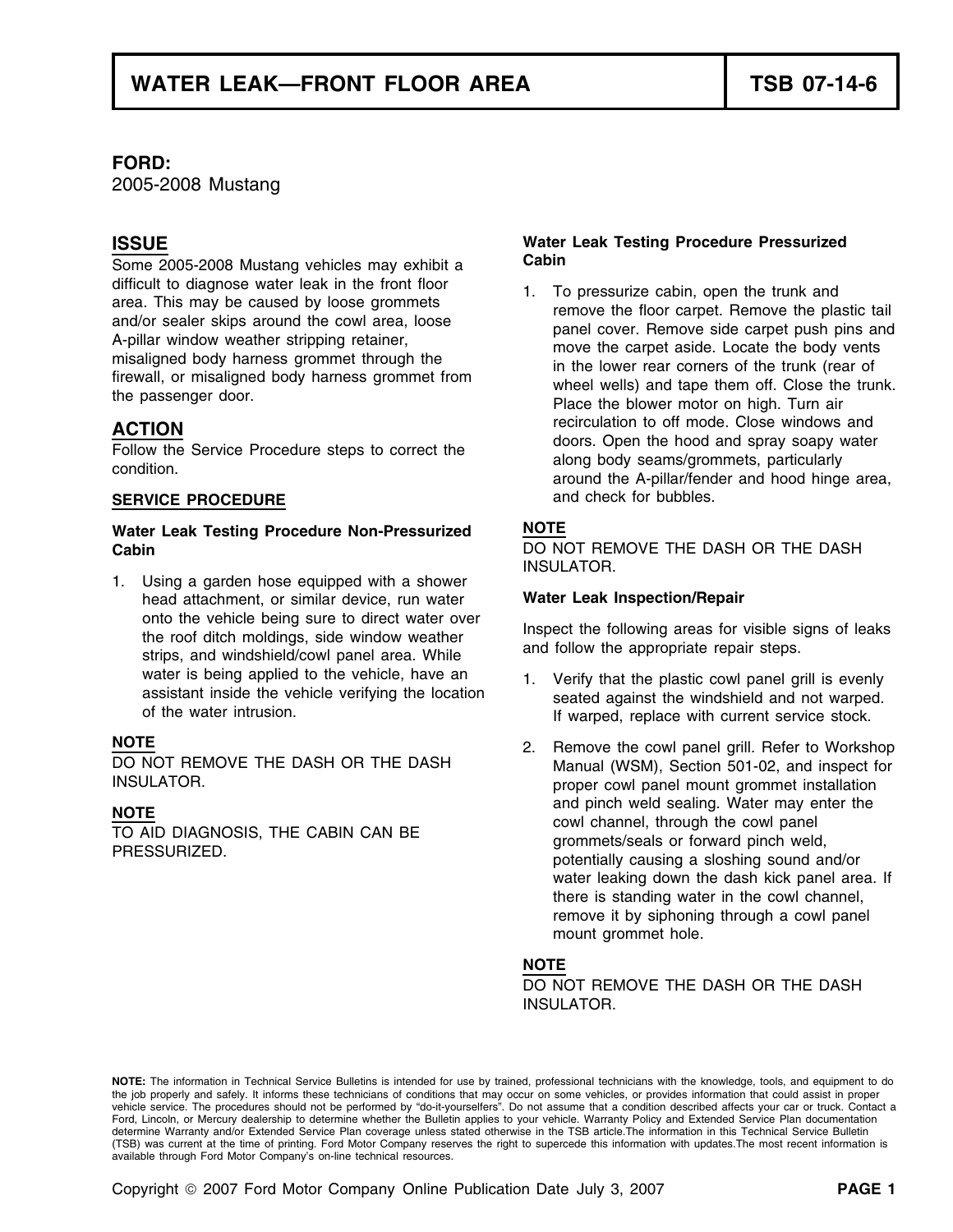# WATER LEAK—FRONT FLOOR AREA | TSB 07-14-6

**FORD:**
2005-2008 Mustang

## ISSUE

Some 2005-2008 Mustang vehicles may exhibit a difficult to diagnose water leak in the front floor area. This may be caused by loose grommets and/or sealer skips around the cowl area, loose A-pillar window weather stripping retainer, misaligned body harness grommet through the firewall, or misaligned body harness grommet from the passenger door.

## ACTION

Follow the Service Procedure steps to correct the condition.

### SERVICE PROCEDURE

#### Water Leak Testing Procedure Non-Pressurized Cabin

1. Using a garden hose equipped with a shower head attachment, or similar device, run water onto the vehicle being sure to direct water over the roof ditch moldings, side window weather strips, and windshield/cowl panel area. While water is being applied to the vehicle, have an assistant inside the vehicle verifying the location of the water intrusion.

**NOTE**
DO NOT REMOVE THE DASH OR THE DASH INSULATOR.

**NOTE**
TO AID DIAGNOSIS, THE CABIN CAN BE PRESSURIZED.

#### Water Leak Testing Procedure Pressurized Cabin

1. To pressurize cabin, open the trunk and remove the floor carpet. Remove the plastic tail panel cover. Remove side carpet push pins and move the carpet aside. Locate the body vents in the lower rear corners of the trunk (rear of wheel wells) and tape them off. Close the trunk. Place the blower motor on high. Turn air recirculation to off mode. Close windows and doors. Open the hood and spray soapy water along body seams/grommets, particularly around the A-pillar/fender and hood hinge area, and check for bubbles.

**NOTE**
DO NOT REMOVE THE DASH OR THE DASH INSULATOR.

#### Water Leak Inspection/Repair

Inspect the following areas for visible signs of leaks and follow the appropriate repair steps.

1. Verify that the plastic cowl panel grill is evenly seated against the windshield and not warped. If warped, replace with current service stock.
2. Remove the cowl panel grill. Refer to Workshop Manual (WSM), Section 501-02, and inspect for proper cowl panel mount grommet installation and pinch weld sealing. Water may enter the cowl channel, through the cowl panel grommets/seals or forward pinch weld, potentially causing a sloshing sound and/or water leaking down the dash kick panel area. If there is standing water in the cowl channel, remove it by siphoning through a cowl panel mount grommet hole.

**NOTE**
DO NOT REMOVE THE DASH OR THE DASH INSULATOR.

**NOTE:** The information in Technical Service Bulletins is intended for use by trained, professional technicians with the knowledge, tools, and equipment to do the job properly and safely. It informs these technicians of conditions that may occur on some vehicles, or provides information that could assist in proper vehicle service. The procedures should not be performed by "do-it-yourselfers". Do not assume that a condition described affects your car or truck. Contact a Ford, Lincoln, or Mercury dealership to determine whether the Bulletin applies to your vehicle. Warranty Policy and Extended Service Plan documentation determine Warranty and/or Extended Service Plan coverage unless stated otherwise in the TSB article.The information in this Technical Service Bulletin (TSB) was current at the time of printing. Ford Motor Company reserves the right to supercede this information with updates.The most recent information is available through Ford Motor Company's on-line technical resources.

Copyright © 2007 Ford Motor Company Online Publication Date July 3, 2007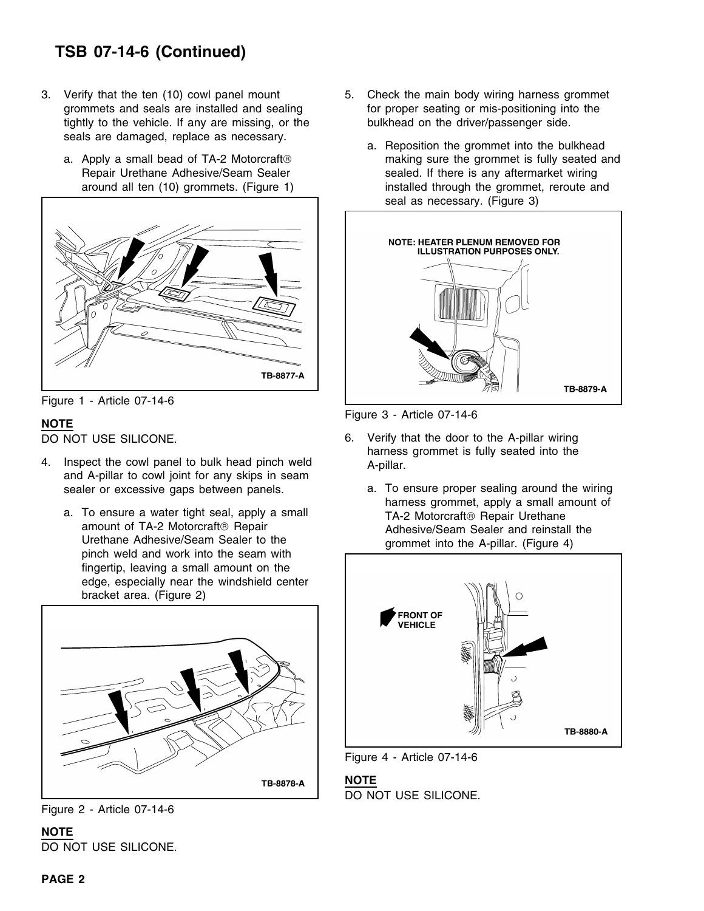# TSB 07-14-6 (Continued)

3. Verify that the ten (10) cowl panel mount grommets and seals are installed and sealing tightly to the vehicle. If any are missing, or the seals are damaged, replace as necessary.

   a. Apply a small bead of TA-2 Motorcraft® Repair Urethane Adhesive/Seam Sealer around all ten (10) grommets. (Figure 1)

TB-8877-A

Figure 1 - Article 07-14-6

**NOTE**
DO NOT USE SILICONE.

4. Inspect the cowl panel to bulk head pinch weld and A-pillar to cowl joint for any skips in seam sealer or excessive gaps between panels.

   a. To ensure a water tight seal, apply a small amount of TA-2 Motorcraft® Repair Urethane Adhesive/Seam Sealer to the pinch weld and work into the seam with fingertip, leaving a small amount on the edge, especially near the windshield center bracket area. (Figure 2)

TB-8878-A

Figure 2 - Article 07-14-6

**NOTE**
DO NOT USE SILICONE.

5. Check the main body wiring harness grommet for proper seating or mis-positioning into the bulkhead on the driver/passenger side.

   a. Reposition the grommet into the bulkhead making sure the grommet is fully seated and sealed. If there is any aftermarket wiring installed through the grommet, reroute and seal as necessary. (Figure 3)

NOTE: HEATER PLENUM REMOVED FOR ILLUSTRATION PURPOSES ONLY.

TB-8879-A

Figure 3 - Article 07-14-6

6. Verify that the door to the A-pillar wiring harness grommet is fully seated into the A-pillar.

   a. To ensure proper sealing around the wiring harness grommet, apply a small amount of TA-2 Motorcraft® Repair Urethane Adhesive/Seam Sealer and reinstall the grommet into the A-pillar. (Figure 4)

FRONT OF VEHICLE

TB-8880-A

Figure 4 - Article 07-14-6

**NOTE**
DO NOT USE SILICONE.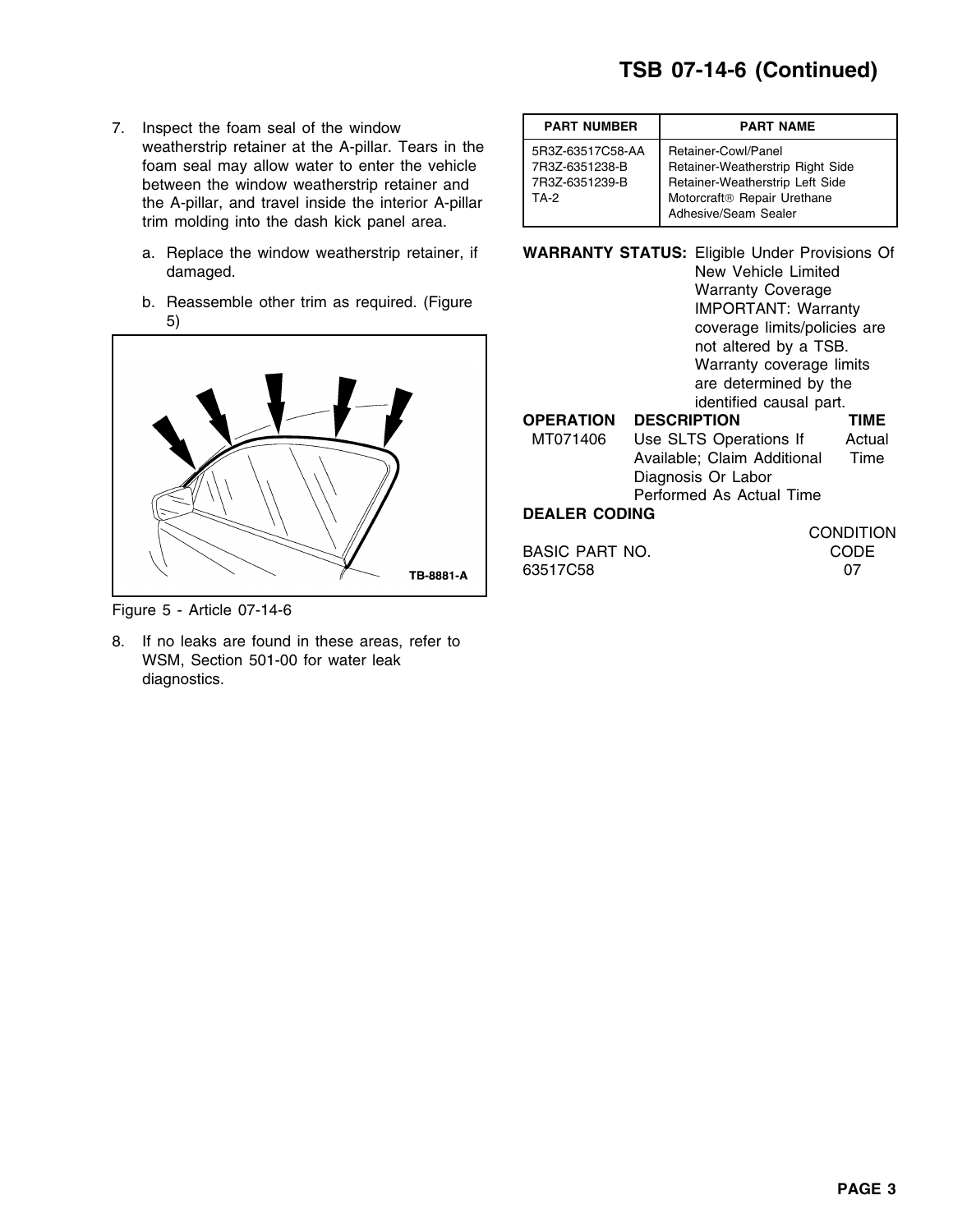7. Inspect the foam seal of the window weatherstrip retainer at the A-pillar. Tears in the foam seal may allow water to enter the vehicle between the window weatherstrip retainer and the A-pillar, and travel inside the interior A-pillar trim molding into the dash kick panel area.

   a. Replace the window weatherstrip retainer, if damaged.

   b. Reassemble other trim as required. (Figure 5)

TB-8881-A

Figure 5 - Article 07-14-6

8. If no leaks are found in these areas, refer to WSM, Section 501-00 for water leak diagnostics.

| PART NUMBER | PART NAME |
|---|---|
| 5R3Z-63517C58-AA | Retainer-Cowl/Panel |
| 7R3Z-6351238-B | Retainer-Weatherstrip Right Side |
| 7R3Z-6351239-B | Retainer-Weatherstrip Left Side |
| TA-2 | Motorcraft® Repair Urethane Adhesive/Seam Sealer |

**WARRANTY STATUS:** Eligible Under Provisions Of New Vehicle Limited Warranty Coverage
IMPORTANT: Warranty coverage limits/policies are not altered by a TSB. Warranty coverage limits are determined by the identified causal part.

| OPERATION | DESCRIPTION | TIME |
|---|---|---|
| MT071406 | Use SLTS Operations If Available; Claim Additional Diagnosis Or Labor Performed As Actual Time | Actual Time |

**DEALER CODING**

| BASIC PART NO. | CONDITION CODE |
|---|---|
| 63517C58 | 07 |